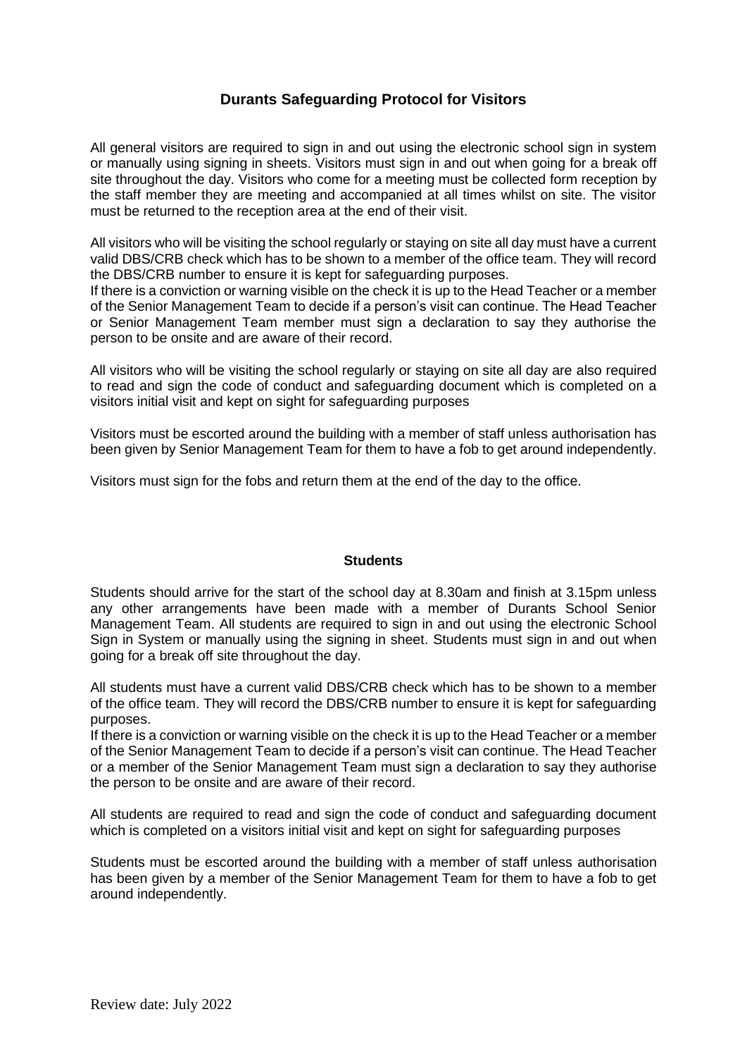# Durants Safeguarding Protocol for Visitors

All general visitors are required to sign in and out using the electronic school sign in system or manually using signing in sheets. Visitors must sign in and out when going for a break off site throughout the day. Visitors who come for a meeting must be collected form reception by the staff member they are meeting and accompanied at all times whilst on site. The visitor must be returned to the reception area at the end of their visit.

All visitors who will be visiting the school regularly or staying on site all day must have a current valid DBS/CRB check which has to be shown to a member of the office team. They will record the DBS/CRB number to ensure it is kept for safeguarding purposes.
If there is a conviction or warning visible on the check it is up to the Head Teacher or a member of the Senior Management Team to decide if a person's visit can continue. The Head Teacher or Senior Management Team member must sign a declaration to say they authorise the person to be onsite and are aware of their record.

All visitors who will be visiting the school regularly or staying on site all day are also required to read and sign the code of conduct and safeguarding document which is completed on a visitors initial visit and kept on sight for safeguarding purposes

Visitors must be escorted around the building with a member of staff unless authorisation has been given by Senior Management Team for them to have a fob to get around independently.

Visitors must sign for the fobs and return them at the end of the day to the office.

## Students

Students should arrive for the start of the school day at 8.30am and finish at 3.15pm unless any other arrangements have been made with a member of Durants School Senior Management Team. All students are required to sign in and out using the electronic School Sign in System or manually using the signing in sheet. Students must sign in and out when going for a break off site throughout the day.

All students must have a current valid DBS/CRB check which has to be shown to a member of the office team. They will record the DBS/CRB number to ensure it is kept for safeguarding purposes.
If there is a conviction or warning visible on the check it is up to the Head Teacher or a member of the Senior Management Team to decide if a person's visit can continue. The Head Teacher or a member of the Senior Management Team must sign a declaration to say they authorise the person to be onsite and are aware of their record.

All students are required to read and sign the code of conduct and safeguarding document which is completed on a visitors initial visit and kept on sight for safeguarding purposes

Students must be escorted around the building with a member of staff unless authorisation has been given by a member of the Senior Management Team for them to have a fob to get around independently.

Review date: July 2022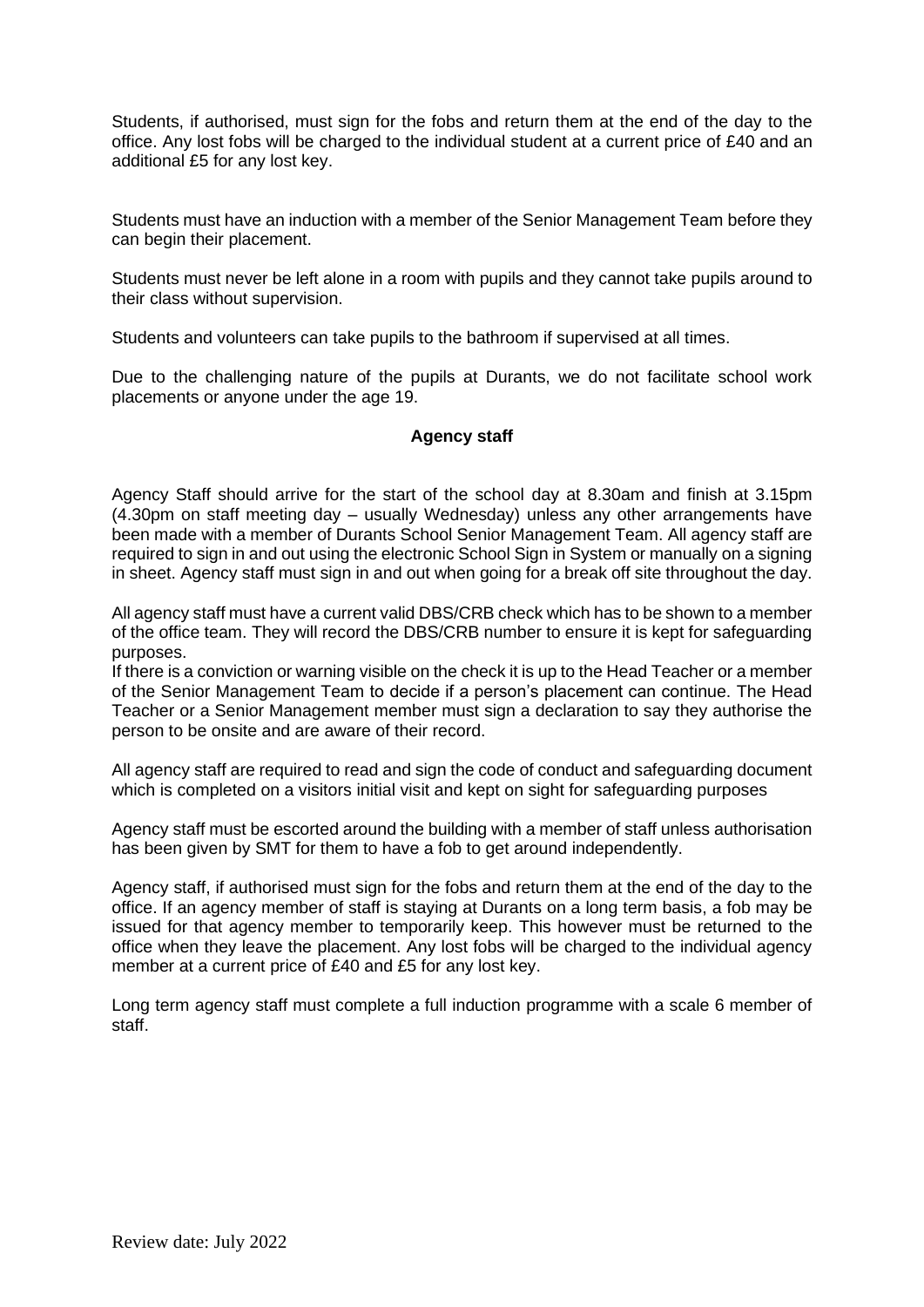Students, if authorised, must sign for the fobs and return them at the end of the day to the office. Any lost fobs will be charged to the individual student at a current price of £40 and an additional £5 for any lost key.

Students must have an induction with a member of the Senior Management Team before they can begin their placement.

Students must never be left alone in a room with pupils and they cannot take pupils around to their class without supervision.

Students and volunteers can take pupils to the bathroom if supervised at all times.

Due to the challenging nature of the pupils at Durants, we do not facilitate school work placements or anyone under the age 19.

**Agency staff**

Agency Staff should arrive for the start of the school day at 8.30am and finish at 3.15pm (4.30pm on staff meeting day – usually Wednesday) unless any other arrangements have been made with a member of Durants School Senior Management Team. All agency staff are required to sign in and out using the electronic School Sign in System or manually on a signing in sheet. Agency staff must sign in and out when going for a break off site throughout the day.

All agency staff must have a current valid DBS/CRB check which has to be shown to a member of the office team. They will record the DBS/CRB number to ensure it is kept for safeguarding purposes.
If there is a conviction or warning visible on the check it is up to the Head Teacher or a member of the Senior Management Team to decide if a person's placement can continue. The Head Teacher or a Senior Management member must sign a declaration to say they authorise the person to be onsite and are aware of their record.

All agency staff are required to read and sign the code of conduct and safeguarding document which is completed on a visitors initial visit and kept on sight for safeguarding purposes

Agency staff must be escorted around the building with a member of staff unless authorisation has been given by SMT for them to have a fob to get around independently.

Agency staff, if authorised must sign for the fobs and return them at the end of the day to the office. If an agency member of staff is staying at Durants on a long term basis, a fob may be issued for that agency member to temporarily keep. This however must be returned to the office when they leave the placement. Any lost fobs will be charged to the individual agency member at a current price of £40 and £5 for any lost key.

Long term agency staff must complete a full induction programme with a scale 6 member of staff.

Review date: July 2022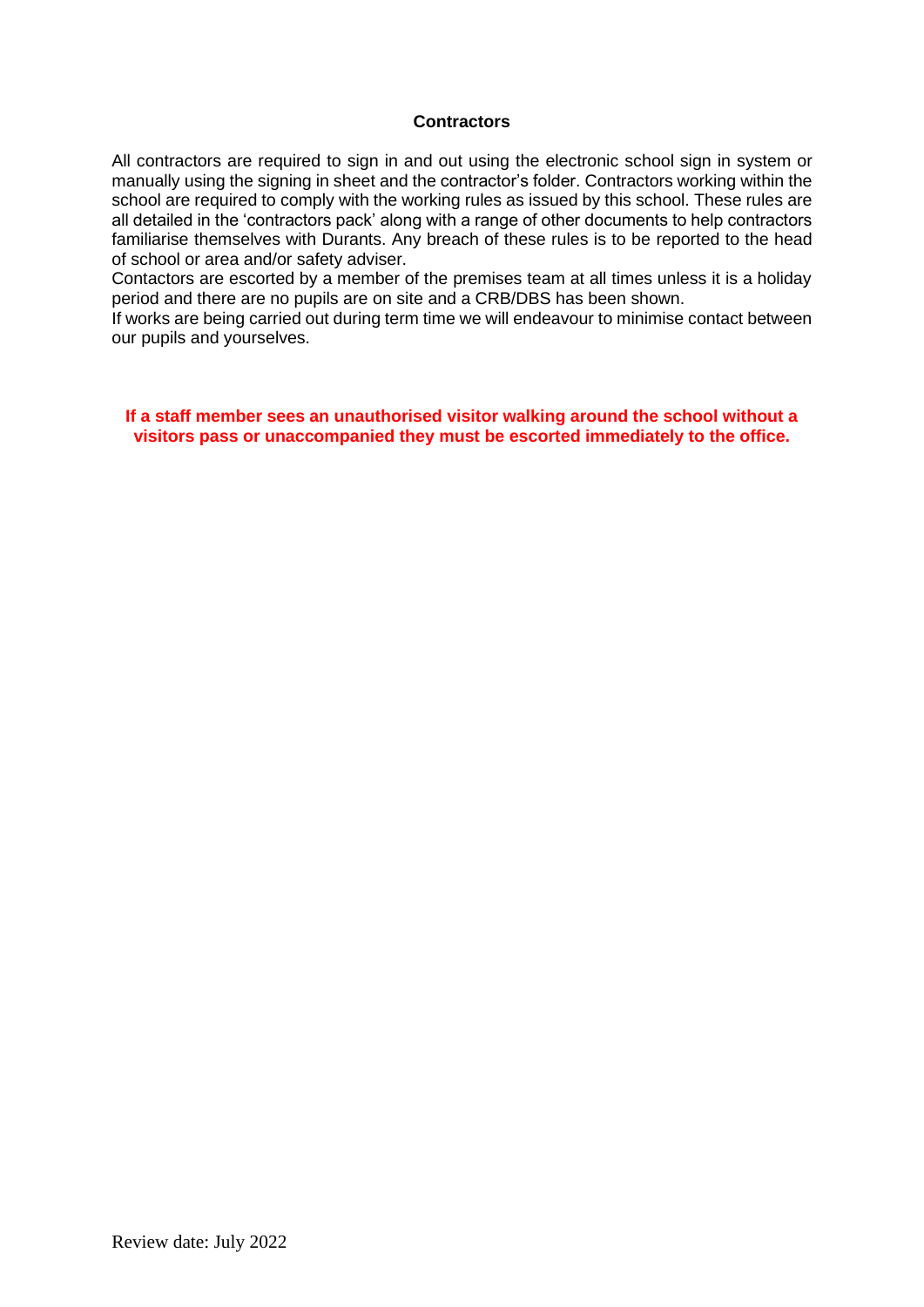## Contractors

All contractors are required to sign in and out using the electronic school sign in system or manually using the signing in sheet and the contractor's folder. Contractors working within the school are required to comply with the working rules as issued by this school. These rules are all detailed in the 'contractors pack' along with a range of other documents to help contractors familiarise themselves with Durants. Any breach of these rules is to be reported to the head of school or area and/or safety adviser.

Contactors are escorted by a member of the premises team at all times unless it is a holiday period and there are no pupils are on site and a CRB/DBS has been shown.

If works are being carried out during term time we will endeavour to minimise contact between our pupils and yourselves.

**If a staff member sees an unauthorised visitor walking around the school without a visitors pass or unaccompanied they must be escorted immediately to the office.**

Review date: July 2022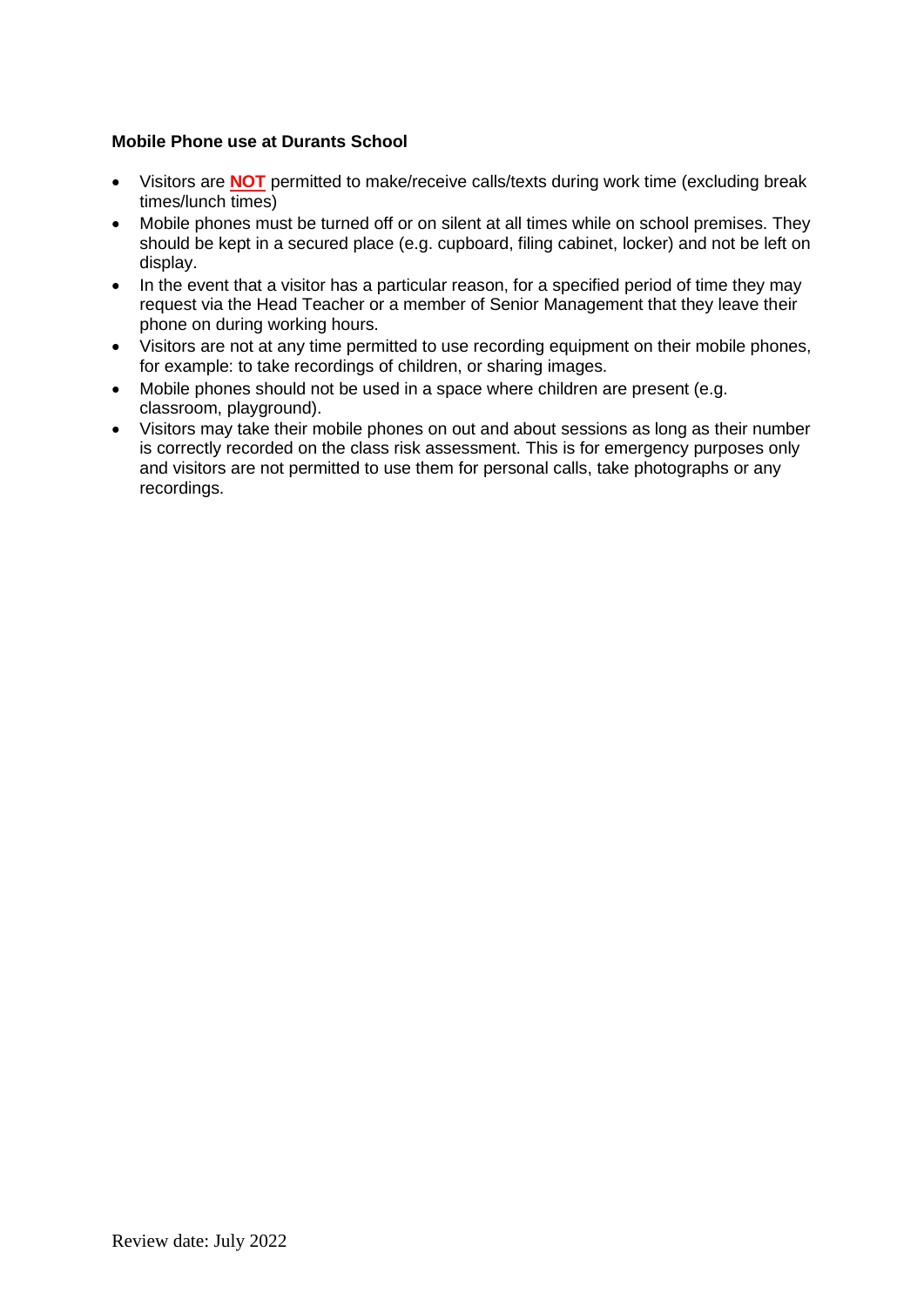**Mobile Phone use at Durants School**

- Visitors are **NOT** permitted to make/receive calls/texts during work time (excluding break times/lunch times)
- Mobile phones must be turned off or on silent at all times while on school premises. They should be kept in a secured place (e.g. cupboard, filing cabinet, locker) and not be left on display.
- In the event that a visitor has a particular reason, for a specified period of time they may request via the Head Teacher or a member of Senior Management that they leave their phone on during working hours.
- Visitors are not at any time permitted to use recording equipment on their mobile phones, for example: to take recordings of children, or sharing images.
- Mobile phones should not be used in a space where children are present (e.g. classroom, playground).
- Visitors may take their mobile phones on out and about sessions as long as their number is correctly recorded on the class risk assessment. This is for emergency purposes only and visitors are not permitted to use them for personal calls, take photographs or any recordings.

Review date: July 2022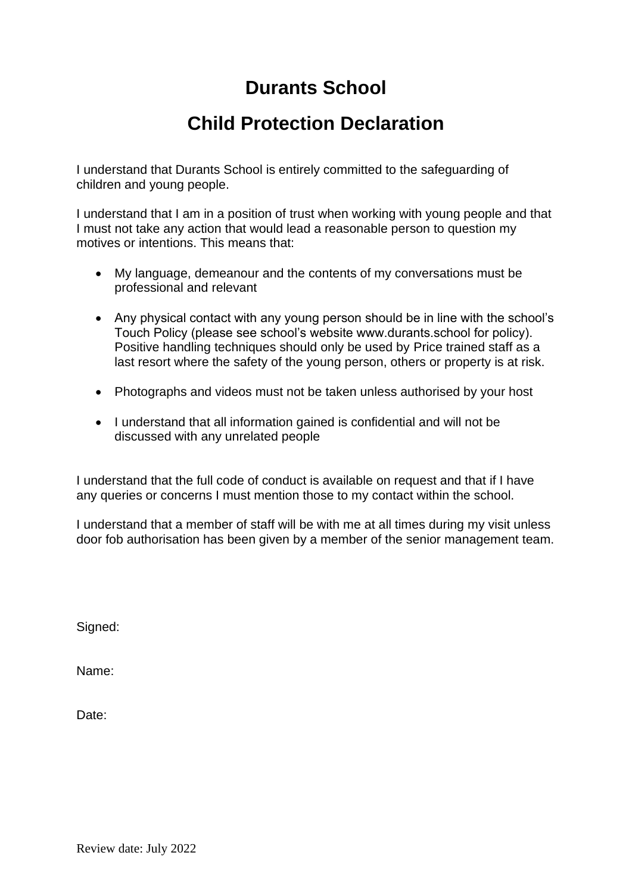# Durants School

# Child Protection Declaration

I understand that Durants School is entirely committed to the safeguarding of children and young people.

I understand that I am in a position of trust when working with young people and that I must not take any action that would lead a reasonable person to question my motives or intentions. This means that:

- My language, demeanour and the contents of my conversations must be professional and relevant
- Any physical contact with any young person should be in line with the school's Touch Policy (please see school's website www.durants.school for policy). Positive handling techniques should only be used by Price trained staff as a last resort where the safety of the young person, others or property is at risk.
- Photographs and videos must not be taken unless authorised by your host
- I understand that all information gained is confidential and will not be discussed with any unrelated people

I understand that the full code of conduct is available on request and that if I have any queries or concerns I must mention those to my contact within the school.

I understand that a member of staff will be with me at all times during my visit unless door fob authorisation has been given by a member of the senior management team.

Signed:

Name:

Date:

Review date: July 2022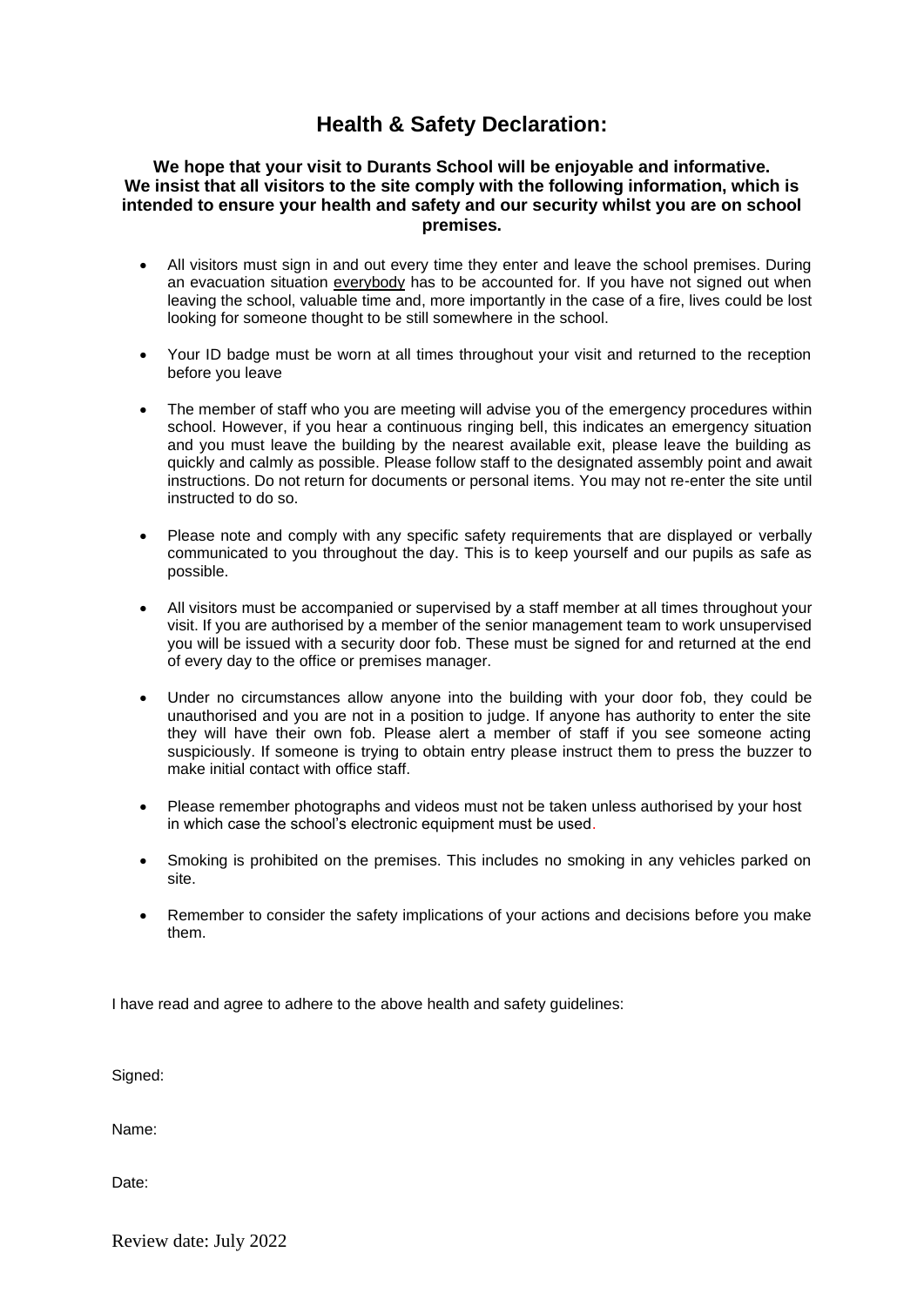# Health & Safety Declaration:

**We hope that your visit to Durants School will be enjoyable and informative. We insist that all visitors to the site comply with the following information, which is intended to ensure your health and safety and our security whilst you are on school premises.**

- All visitors must sign in and out every time they enter and leave the school premises. During an evacuation situation everybody has to be accounted for. If you have not signed out when leaving the school, valuable time and, more importantly in the case of a fire, lives could be lost looking for someone thought to be still somewhere in the school.
- Your ID badge must be worn at all times throughout your visit and returned to the reception before you leave
- The member of staff who you are meeting will advise you of the emergency procedures within school. However, if you hear a continuous ringing bell, this indicates an emergency situation and you must leave the building by the nearest available exit, please leave the building as quickly and calmly as possible. Please follow staff to the designated assembly point and await instructions. Do not return for documents or personal items. You may not re-enter the site until instructed to do so.
- Please note and comply with any specific safety requirements that are displayed or verbally communicated to you throughout the day. This is to keep yourself and our pupils as safe as possible.
- All visitors must be accompanied or supervised by a staff member at all times throughout your visit. If you are authorised by a member of the senior management team to work unsupervised you will be issued with a security door fob. These must be signed for and returned at the end of every day to the office or premises manager.
- Under no circumstances allow anyone into the building with your door fob, they could be unauthorised and you are not in a position to judge. If anyone has authority to enter the site they will have their own fob. Please alert a member of staff if you see someone acting suspiciously. If someone is trying to obtain entry please instruct them to press the buzzer to make initial contact with office staff.
- Please remember photographs and videos must not be taken unless authorised by your host in which case the school's electronic equipment must be used.
- Smoking is prohibited on the premises. This includes no smoking in any vehicles parked on site.
- Remember to consider the safety implications of your actions and decisions before you make them.

I have read and agree to adhere to the above health and safety guidelines:

Signed:

Name:

Date:

Review date: July 2022